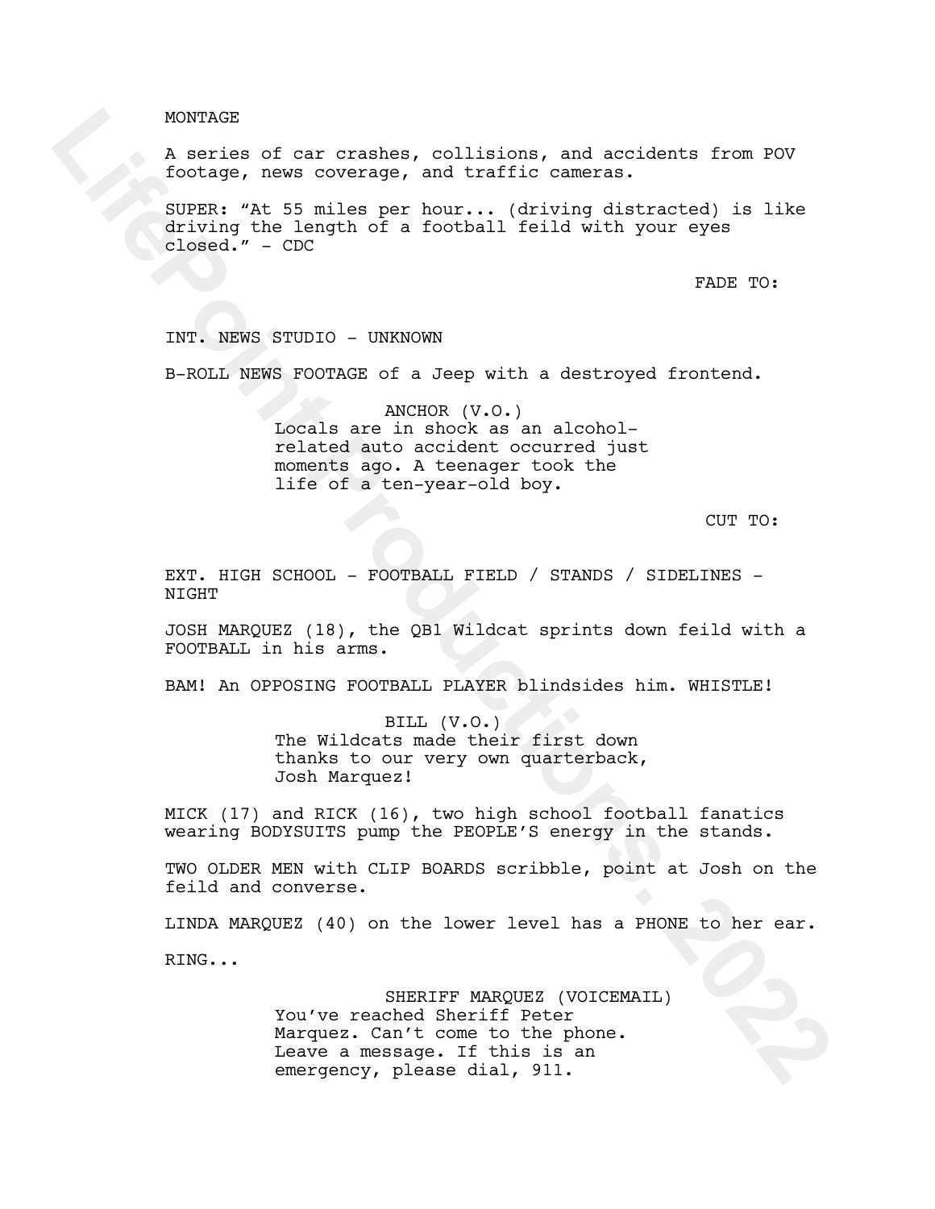MONTAGE

A series of car crashes, collisions, and accidents from POV footage, news coverage, and traffic cameras.

SUPER: "At 55 miles per hour... (driving distracted) is like driving the length of a football feild with your eyes closed." - CDC

FADE TO:

INT. NEWS STUDIO - UNKNOWN

B-ROLL NEWS FOOTAGE of a Jeep with a destroyed frontend.

ANCHOR (V.O.)
Locals are in shock as an alcohol-related auto accident occurred just moments ago. A teenager took the life of a ten-year-old boy.

CUT TO:

EXT. HIGH SCHOOL - FOOTBALL FIELD / STANDS / SIDELINES - NIGHT

JOSH MARQUEZ (18), the QB1 Wildcat sprints down feild with a FOOTBALL in his arms.

BAM! An OPPOSING FOOTBALL PLAYER blindsides him. WHISTLE!

BILL (V.O.)
The Wildcats made their first down thanks to our very own quarterback, Josh Marquez!

MICK (17) and RICK (16), two high school football fanatics wearing BODYSUITS pump the PEOPLE'S energy in the stands.

TWO OLDER MEN with CLIP BOARDS scribble, point at Josh on the feild and converse.

LINDA MARQUEZ (40) on the lower level has a PHONE to her ear.

RING...

SHERIFF MARQUEZ (VOICEMAIL)
You've reached Sheriff Peter Marquez. Can't come to the phone. Leave a message. If this is an emergency, please dial, 911.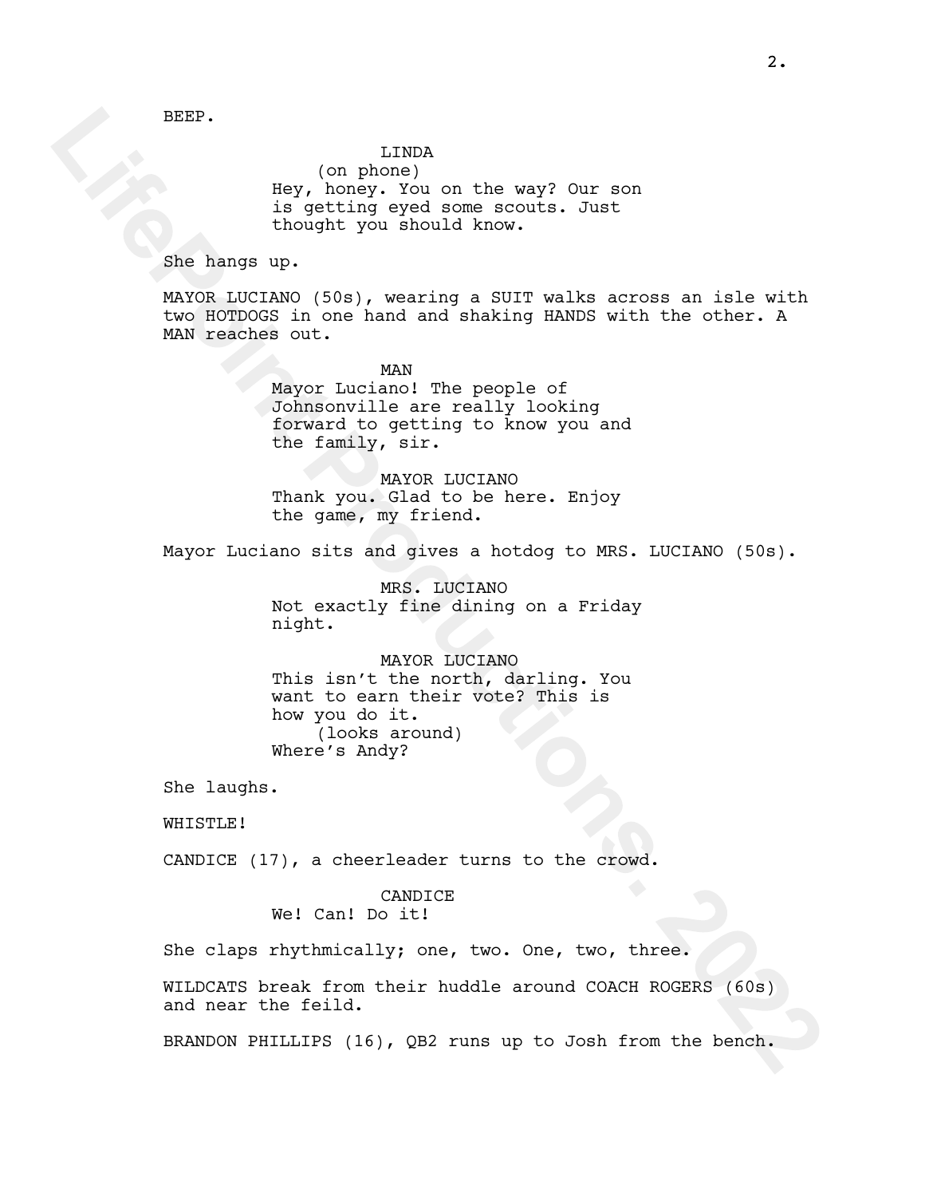BEEP.

LINDA
(on phone)
Hey, honey. You on the way? Our son is getting eyed some scouts. Just thought you should know.

She hangs up.

MAYOR LUCIANO (50s), wearing a SUIT walks across an isle with two HOTDOGS in one hand and shaking HANDS with the other. A MAN reaches out.

MAN
Mayor Luciano! The people of Johnsonville are really looking forward to getting to know you and the family, sir.

MAYOR LUCIANO
Thank you. Glad to be here. Enjoy the game, my friend.

Mayor Luciano sits and gives a hotdog to MRS. LUCIANO (50s).

MRS. LUCIANO
Not exactly fine dining on a Friday night.

MAYOR LUCIANO
This isn't the north, darling. You want to earn their vote? This is how you do it.
(looks around)
Where's Andy?

She laughs.

WHISTLE!

CANDICE (17), a cheerleader turns to the crowd.

CANDICE
We! Can! Do it!

She claps rhythmically; one, two. One, two, three.

WILDCATS break from their huddle around COACH ROGERS (60s) and near the feild.

BRANDON PHILLIPS (16), QB2 runs up to Josh from the bench.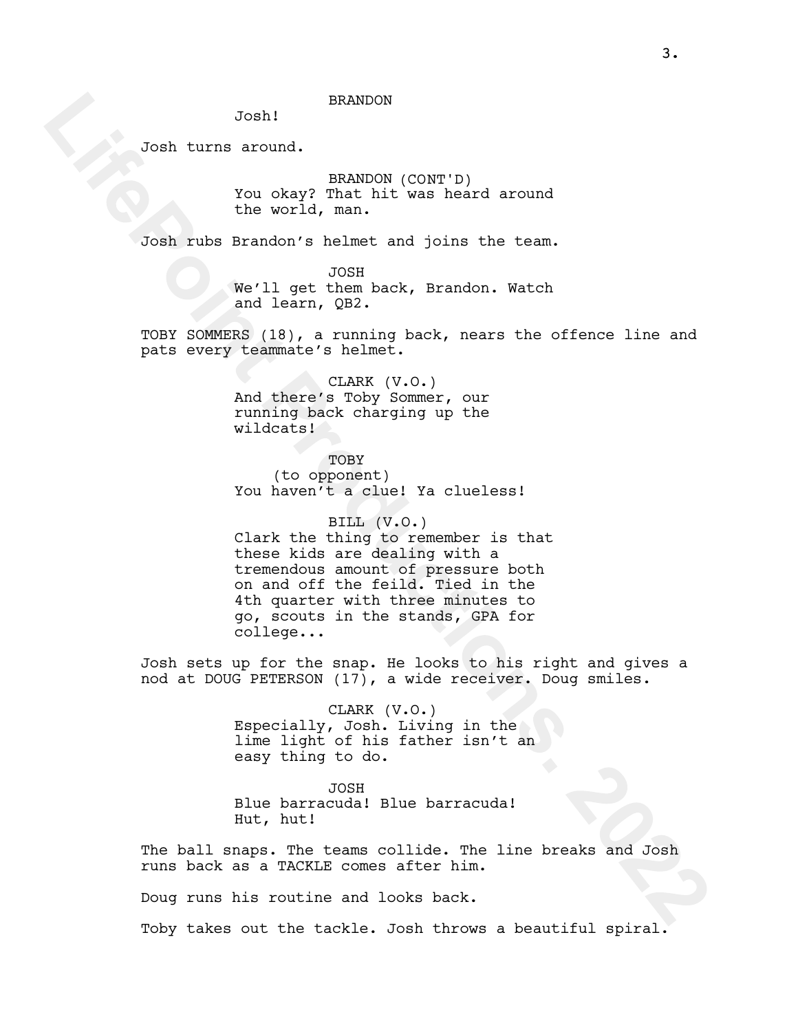BRANDON

Josh!

Josh turns around.

BRANDON (CONT'D)

You okay? That hit was heard around the world, man.

Josh rubs Brandon's helmet and joins the team.

JOSH

We'll get them back, Brandon. Watch and learn, QB2.

TOBY SOMMERS (18), a running back, nears the offence line and pats every teammate's helmet.

CLARK (V.O.)

And there's Toby Sommer, our running back charging up the wildcats!

TOBY

(to opponent)

You haven't a clue! Ya clueless!

BILL (V.O.)

Clark the thing to remember is that these kids are dealing with a tremendous amount of pressure both on and off the feild. Tied in the 4th quarter with three minutes to go, scouts in the stands, GPA for college...

Josh sets up for the snap. He looks to his right and gives a nod at DOUG PETERSON (17), a wide receiver. Doug smiles.

CLARK (V.O.)

Especially, Josh. Living in the lime light of his father isn't an easy thing to do.

JOSH

Blue barracuda! Blue barracuda! Hut, hut!

The ball snaps. The teams collide. The line breaks and Josh runs back as a TACKLE comes after him.

Doug runs his routine and looks back.

Toby takes out the tackle. Josh throws a beautiful spiral.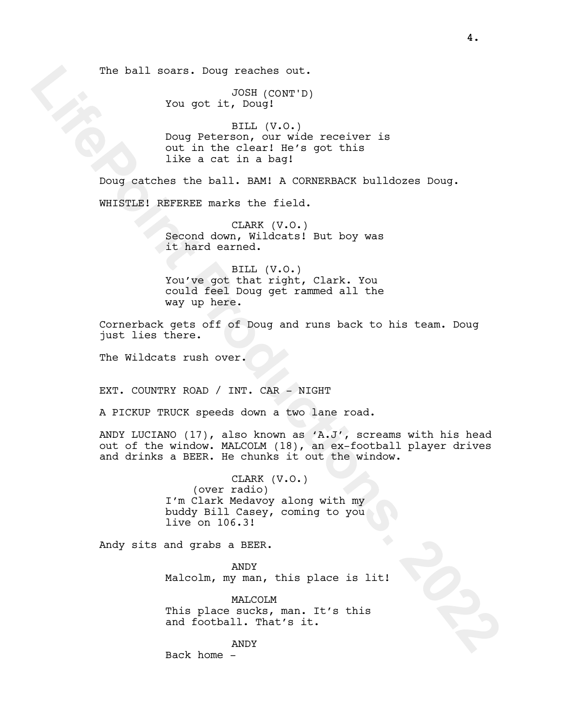The ball soars. Doug reaches out.

JOSH (CONT'D)
You got it, Doug!

BILL (V.O.)
Doug Peterson, our wide receiver is out in the clear! He's got this like a cat in a bag!

Doug catches the ball. BAM! A CORNERBACK bulldozes Doug.

WHISTLE! REFEREE marks the field.

CLARK (V.O.)
Second down, Wildcats! But boy was it hard earned.

BILL (V.O.)
You've got that right, Clark. You could feel Doug get rammed all the way up here.

Cornerback gets off of Doug and runs back to his team. Doug just lies there.

The Wildcats rush over.

EXT. COUNTRY ROAD / INT. CAR - NIGHT

A PICKUP TRUCK speeds down a two lane road.

ANDY LUCIANO (17), also known as 'A.J', screams with his head out of the window. MALCOLM (18), an ex-football player drives and drinks a BEER. He chunks it out the window.

CLARK (V.O.)
(over radio)
I'm Clark Medavoy along with my buddy Bill Casey, coming to you live on 106.3!

Andy sits and grabs a BEER.

ANDY
Malcolm, my man, this place is lit!

MALCOLM
This place sucks, man. It's this and football. That's it.

ANDY
Back home -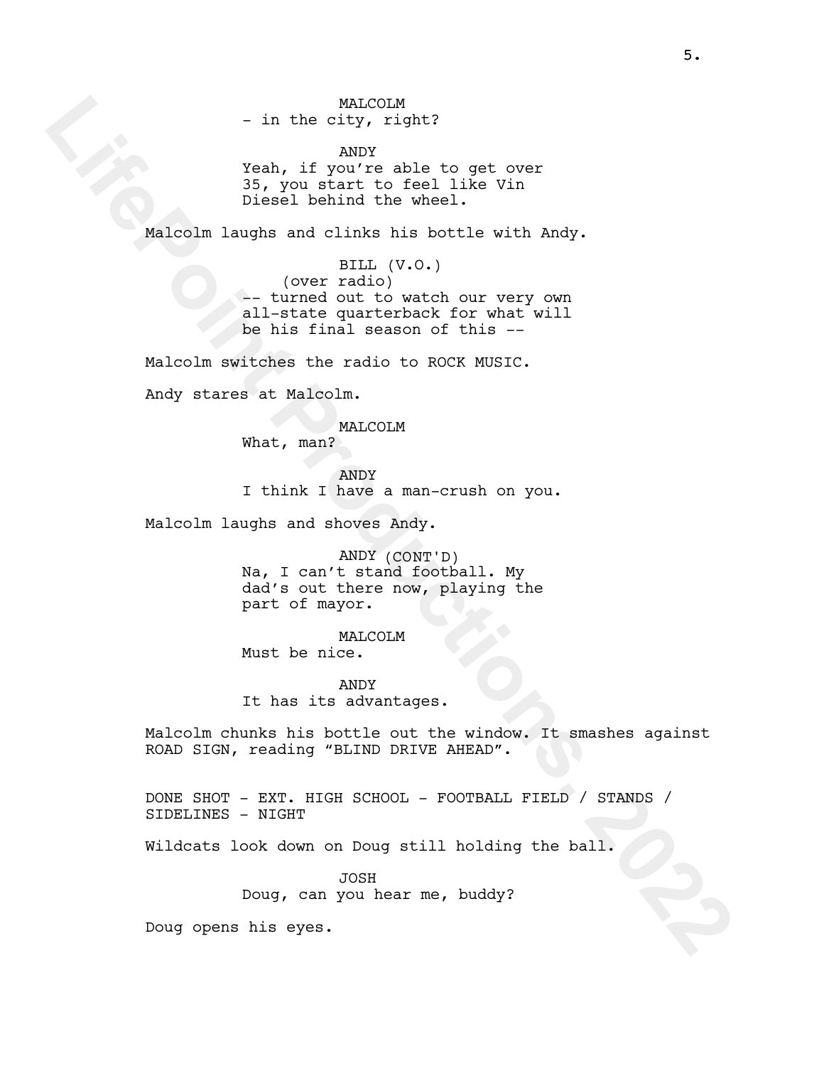MALCOLM
- in the city, right?

ANDY
Yeah, if you're able to get over 35, you start to feel like Vin Diesel behind the wheel.

Malcolm laughs and clinks his bottle with Andy.

BILL (V.O.)
(over radio)
-- turned out to watch our very own all-state quarterback for what will be his final season of this --

Malcolm switches the radio to ROCK MUSIC.

Andy stares at Malcolm.

MALCOLM
What, man?

ANDY
I think I have a man-crush on you.

Malcolm laughs and shoves Andy.

ANDY (CONT'D)
Na, I can't stand football. My dad's out there now, playing the part of mayor.

MALCOLM
Must be nice.

ANDY
It has its advantages.

Malcolm chunks his bottle out the window. It smashes against ROAD SIGN, reading "BLIND DRIVE AHEAD".

DONE SHOT - EXT. HIGH SCHOOL - FOOTBALL FIELD / STANDS / SIDELINES - NIGHT

Wildcats look down on Doug still holding the ball.

JOSH
Doug, can you hear me, buddy?

Doug opens his eyes.